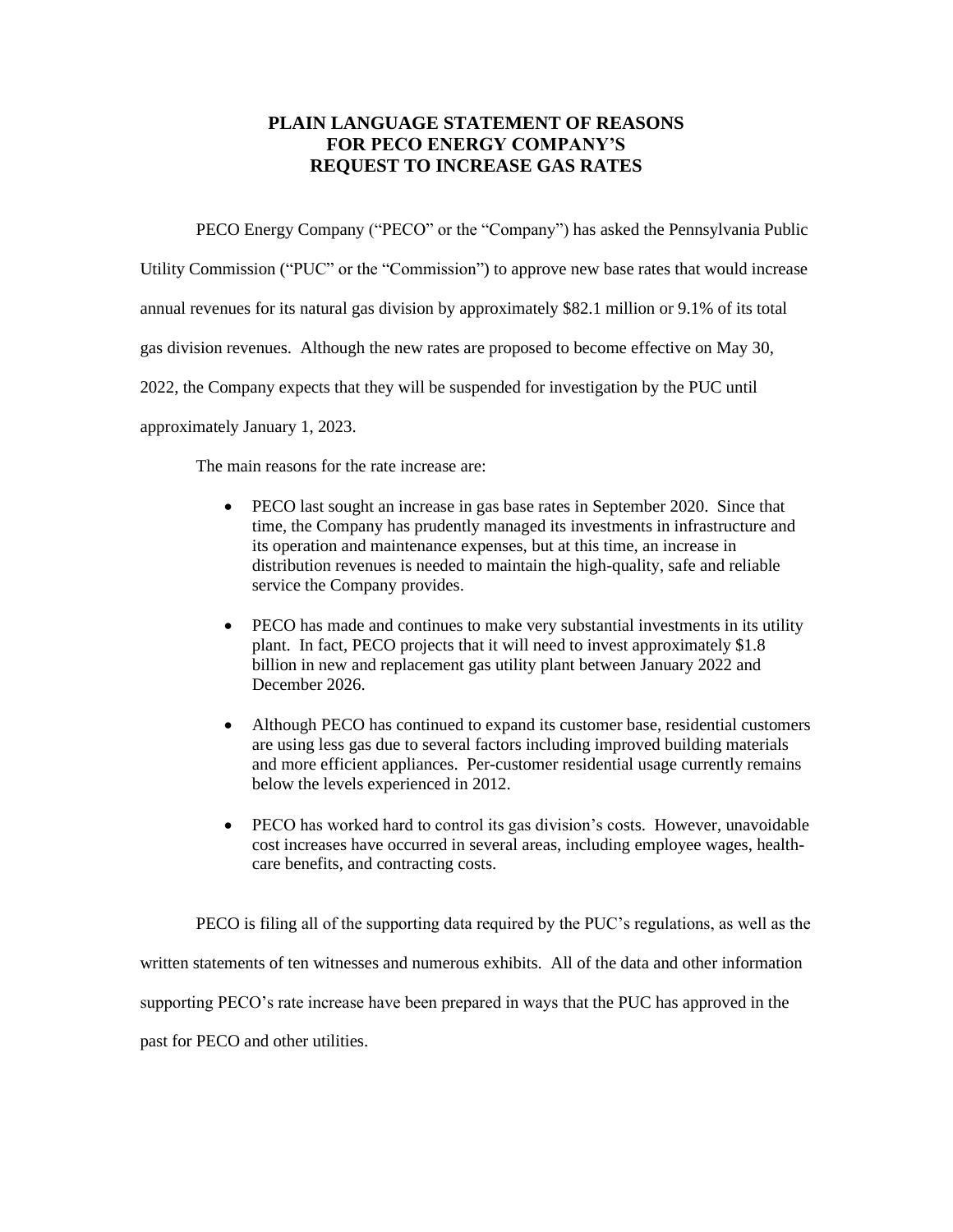# PLAIN LANGUAGE STATEMENT OF REASONS FOR PECO ENERGY COMPANY'S REQUEST TO INCREASE GAS RATES

PECO Energy Company ("PECO" or the "Company") has asked the Pennsylvania Public Utility Commission ("PUC" or the "Commission") to approve new base rates that would increase annual revenues for its natural gas division by approximately $82.1 million or 9.1% of its total gas division revenues. Although the new rates are proposed to become effective on May 30, 2022, the Company expects that they will be suspended for investigation by the PUC until approximately January 1, 2023.

The main reasons for the rate increase are:

- PECO last sought an increase in gas base rates in September 2020. Since that time, the Company has prudently managed its investments in infrastructure and its operation and maintenance expenses, but at this time, an increase in distribution revenues is needed to maintain the high-quality, safe and reliable service the Company provides.

- PECO has made and continues to make very substantial investments in its utility plant. In fact, PECO projects that it will need to invest approximately $1.8 billion in new and replacement gas utility plant between January 2022 and December 2026.

- Although PECO has continued to expand its customer base, residential customers are using less gas due to several factors including improved building materials and more efficient appliances. Per-customer residential usage currently remains below the levels experienced in 2012.

- PECO has worked hard to control its gas division's costs. However, unavoidable cost increases have occurred in several areas, including employee wages, health-care benefits, and contracting costs.

PECO is filing all of the supporting data required by the PUC's regulations, as well as the written statements of ten witnesses and numerous exhibits. All of the data and other information supporting PECO's rate increase have been prepared in ways that the PUC has approved in the past for PECO and other utilities.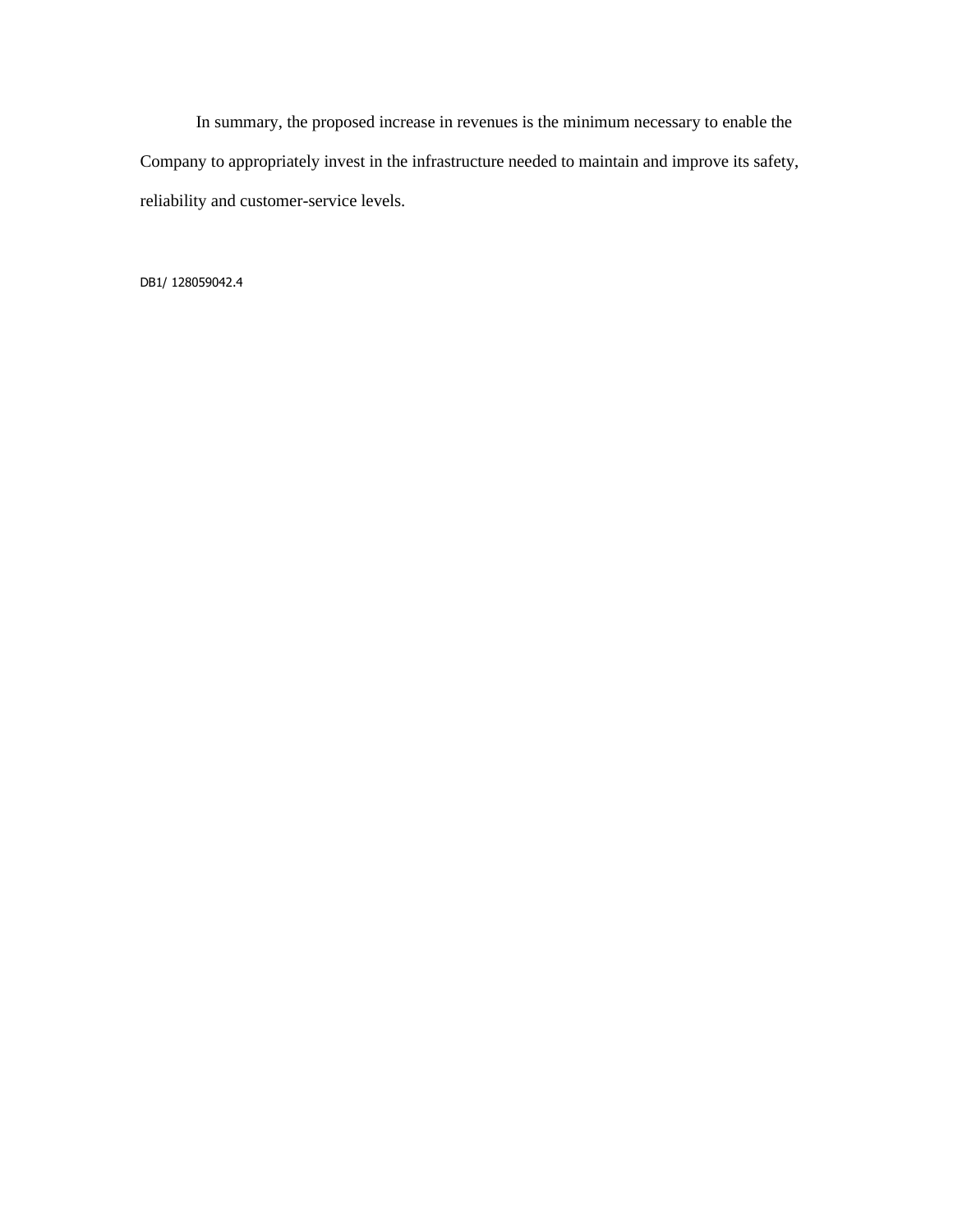In summary, the proposed increase in revenues is the minimum necessary to enable the Company to appropriately invest in the infrastructure needed to maintain and improve its safety, reliability and customer-service levels.

DB1/ 128059042.4